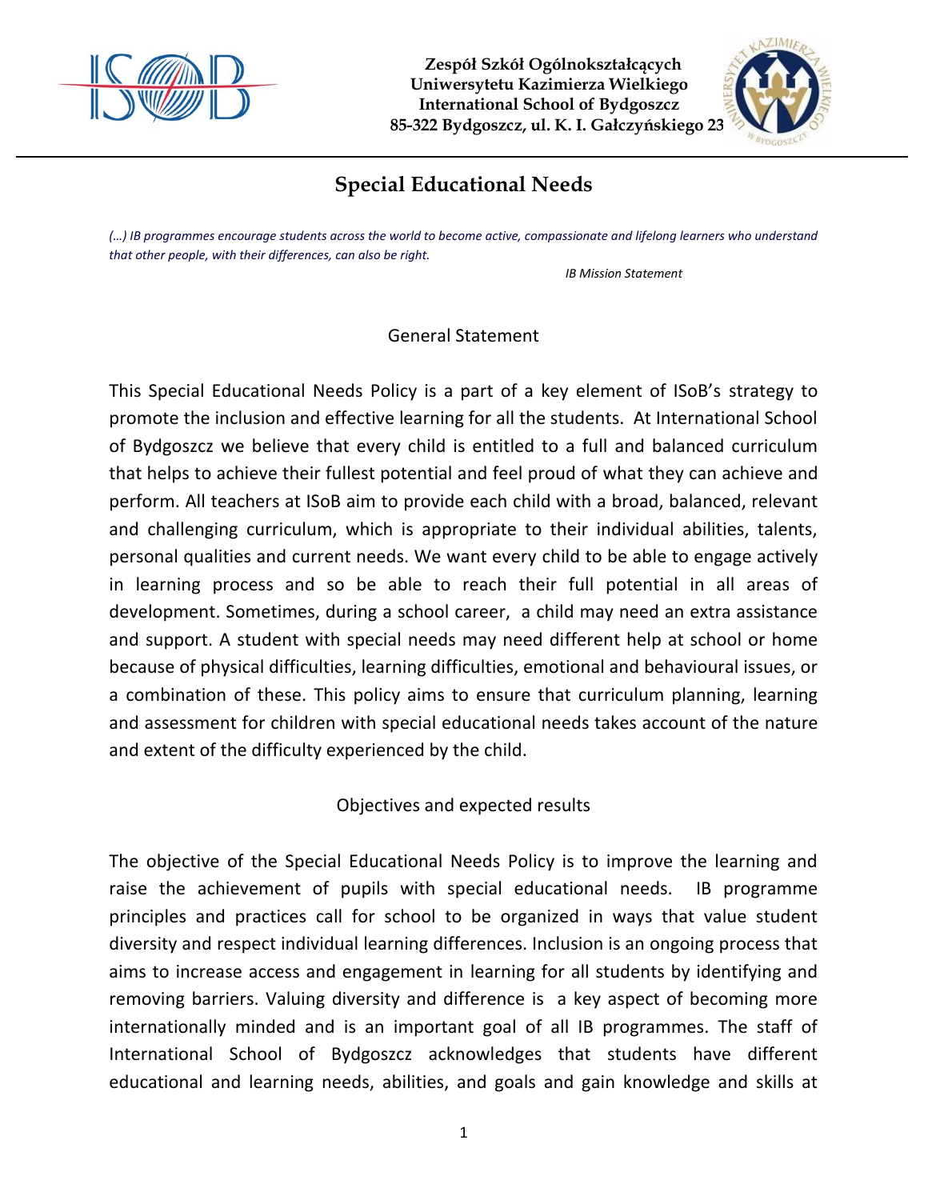Zespół Szkół Ogólnokształcących
Uniwersytetu Kazimierza Wielkiego
International School of Bydgoszcz
85-322 Bydgoszcz, ul. K. I. Gałczyńskiego 23

# Special Educational Needs

*(…) IB programmes encourage students across the world to become active, compassionate and lifelong learners who understand that other people, with their differences, can also be right.*

*IB Mission Statement*

## General Statement

This Special Educational Needs Policy is a part of a key element of ISoB's strategy to promote the inclusion and effective learning for all the students. At International School of Bydgoszcz we believe that every child is entitled to a full and balanced curriculum that helps to achieve their fullest potential and feel proud of what they can achieve and perform. All teachers at ISoB aim to provide each child with a broad, balanced, relevant and challenging curriculum, which is appropriate to their individual abilities, talents, personal qualities and current needs. We want every child to be able to engage actively in learning process and so be able to reach their full potential in all areas of development. Sometimes, during a school career, a child may need an extra assistance and support. A student with special needs may need different help at school or home because of physical difficulties, learning difficulties, emotional and behavioural issues, or a combination of these. This policy aims to ensure that curriculum planning, learning and assessment for children with special educational needs takes account of the nature and extent of the difficulty experienced by the child.

## Objectives and expected results

The objective of the Special Educational Needs Policy is to improve the learning and raise the achievement of pupils with special educational needs. IB programme principles and practices call for school to be organized in ways that value student diversity and respect individual learning differences. Inclusion is an ongoing process that aims to increase access and engagement in learning for all students by identifying and removing barriers. Valuing diversity and difference is a key aspect of becoming more internationally minded and is an important goal of all IB programmes. The staff of International School of Bydgoszcz acknowledges that students have different educational and learning needs, abilities, and goals and gain knowledge and skills at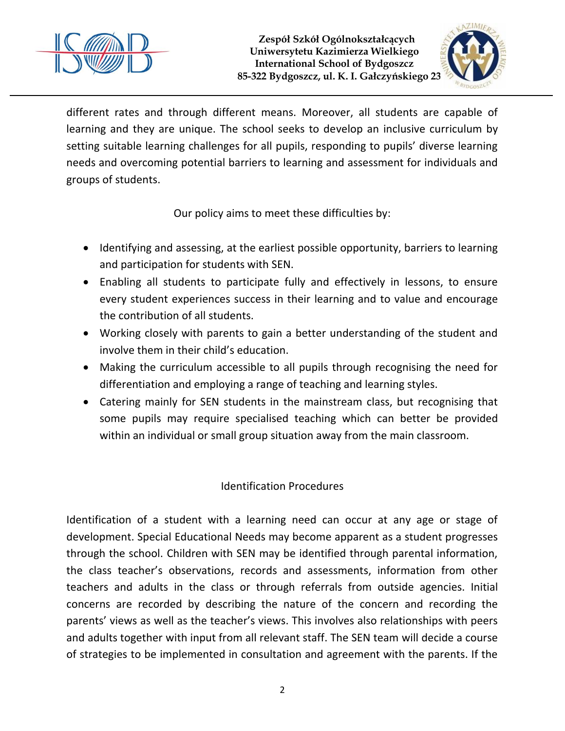different rates and through different means. Moreover, all students are capable of learning and they are unique. The school seeks to develop an inclusive curriculum by setting suitable learning challenges for all pupils, responding to pupils' diverse learning needs and overcoming potential barriers to learning and assessment for individuals and groups of students.

Our policy aims to meet these difficulties by:

- Identifying and assessing, at the earliest possible opportunity, barriers to learning and participation for students with SEN.
- Enabling all students to participate fully and effectively in lessons, to ensure every student experiences success in their learning and to value and encourage the contribution of all students.
- Working closely with parents to gain a better understanding of the student and involve them in their child's education.
- Making the curriculum accessible to all pupils through recognising the need for differentiation and employing a range of teaching and learning styles.
- Catering mainly for SEN students in the mainstream class, but recognising that some pupils may require specialised teaching which can better be provided within an individual or small group situation away from the main classroom.

## Identification Procedures

Identification of a student with a learning need can occur at any age or stage of development. Special Educational Needs may become apparent as a student progresses through the school. Children with SEN may be identified through parental information, the class teacher's observations, records and assessments, information from other teachers and adults in the class or through referrals from outside agencies. Initial concerns are recorded by describing the nature of the concern and recording the parents' views as well as the teacher's views. This involves also relationships with peers and adults together with input from all relevant staff. The SEN team will decide a course of strategies to be implemented in consultation and agreement with the parents. If the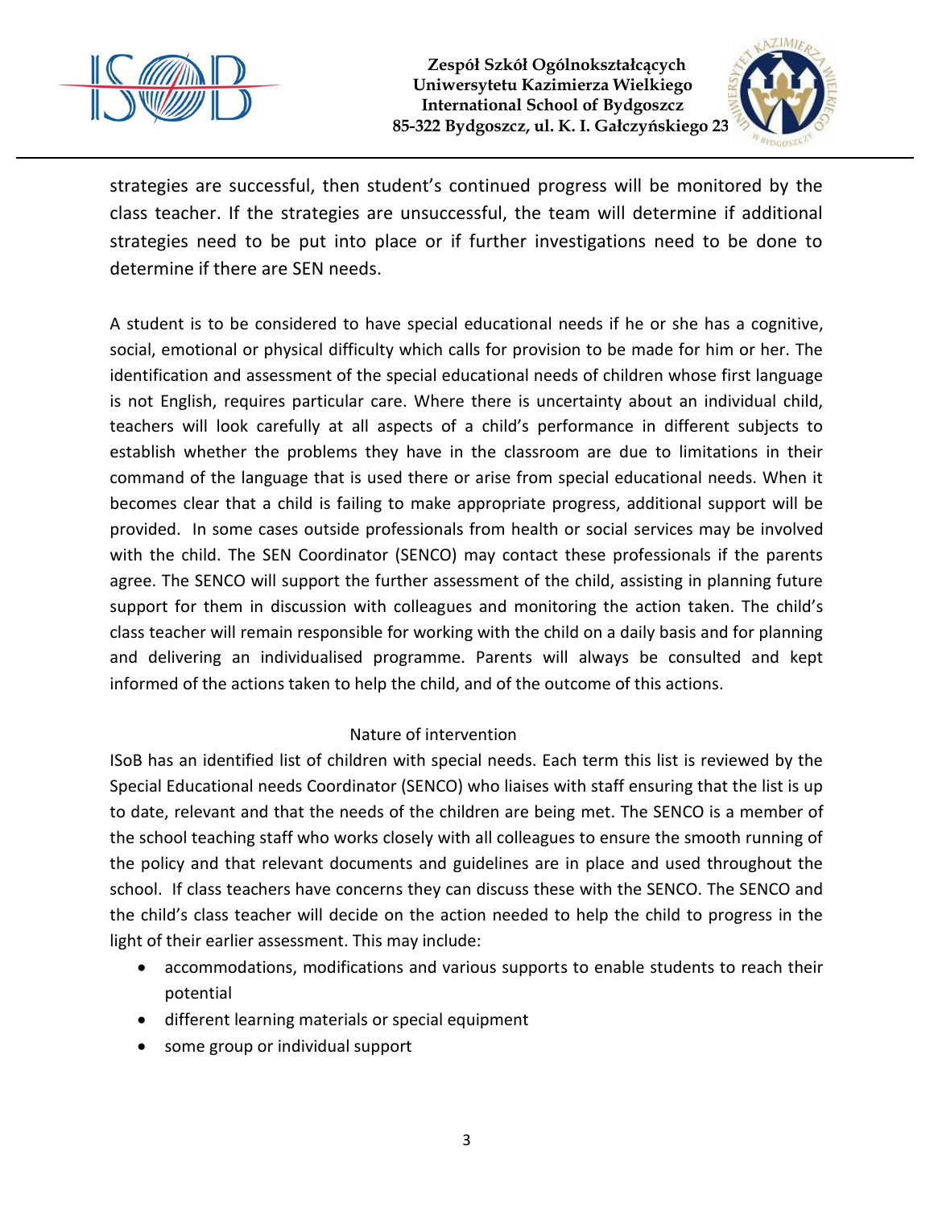strategies are successful, then student's continued progress will be monitored by the class teacher. If the strategies are unsuccessful, the team will determine if additional strategies need to be put into place or if further investigations need to be done to determine if there are SEN needs.

A student is to be considered to have special educational needs if he or she has a cognitive, social, emotional or physical difficulty which calls for provision to be made for him or her. The identification and assessment of the special educational needs of children whose first language is not English, requires particular care. Where there is uncertainty about an individual child, teachers will look carefully at all aspects of a child's performance in different subjects to establish whether the problems they have in the classroom are due to limitations in their command of the language that is used there or arise from special educational needs. When it becomes clear that a child is failing to make appropriate progress, additional support will be provided. In some cases outside professionals from health or social services may be involved with the child. The SEN Coordinator (SENCO) may contact these professionals if the parents agree. The SENCO will support the further assessment of the child, assisting in planning future support for them in discussion with colleagues and monitoring the action taken. The child's class teacher will remain responsible for working with the child on a daily basis and for planning and delivering an individualised programme. Parents will always be consulted and kept informed of the actions taken to help the child, and of the outcome of this actions.

## Nature of intervention

ISoB has an identified list of children with special needs. Each term this list is reviewed by the Special Educational needs Coordinator (SENCO) who liaises with staff ensuring that the list is up to date, relevant and that the needs of the children are being met. The SENCO is a member of the school teaching staff who works closely with all colleagues to ensure the smooth running of the policy and that relevant documents and guidelines are in place and used throughout the school. If class teachers have concerns they can discuss these with the SENCO. The SENCO and the child's class teacher will decide on the action needed to help the child to progress in the light of their earlier assessment. This may include:

- accommodations, modifications and various supports to enable students to reach their potential
- different learning materials or special equipment
- some group or individual support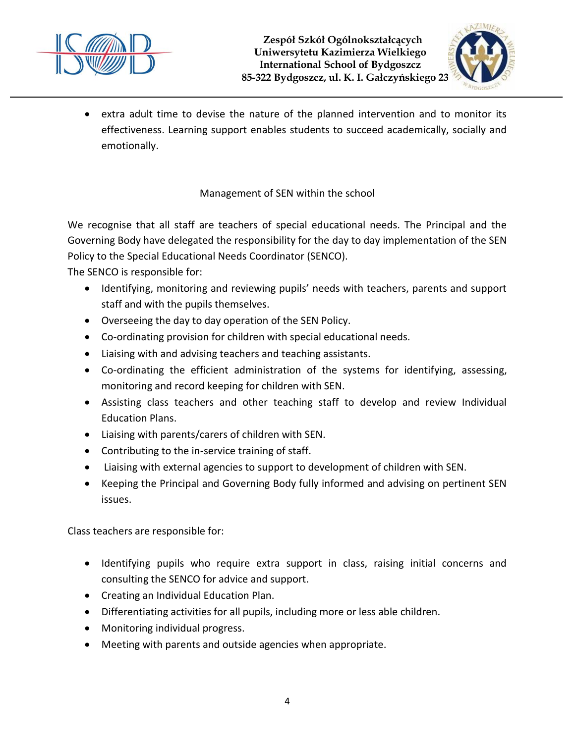- extra adult time to devise the nature of the planned intervention and to monitor its effectiveness. Learning support enables students to succeed academically, socially and emotionally.

## Management of SEN within the school

We recognise that all staff are teachers of special educational needs. The Principal and the Governing Body have delegated the responsibility for the day to day implementation of the SEN Policy to the Special Educational Needs Coordinator (SENCO).

The SENCO is responsible for:

- Identifying, monitoring and reviewing pupils' needs with teachers, parents and support staff and with the pupils themselves.
- Overseeing the day to day operation of the SEN Policy.
- Co-ordinating provision for children with special educational needs.
- Liaising with and advising teachers and teaching assistants.
- Co-ordinating the efficient administration of the systems for identifying, assessing, monitoring and record keeping for children with SEN.
- Assisting class teachers and other teaching staff to develop and review Individual Education Plans.
- Liaising with parents/carers of children with SEN.
- Contributing to the in-service training of staff.
- Liaising with external agencies to support to development of children with SEN.
- Keeping the Principal and Governing Body fully informed and advising on pertinent SEN issues.

Class teachers are responsible for:

- Identifying pupils who require extra support in class, raising initial concerns and consulting the SENCO for advice and support.
- Creating an Individual Education Plan.
- Differentiating activities for all pupils, including more or less able children.
- Monitoring individual progress.
- Meeting with parents and outside agencies when appropriate.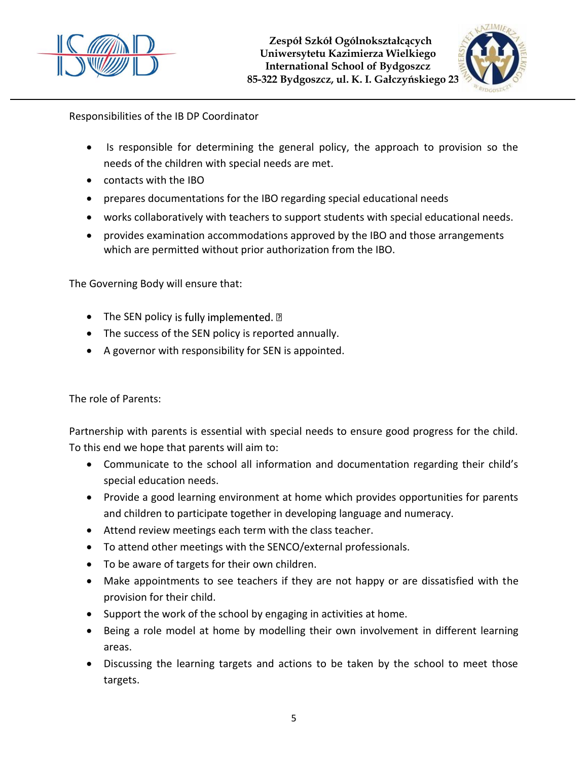Responsibilities of the IB DP Coordinator

- Is responsible for determining the general policy, the approach to provision so the needs of the children with special needs are met.
- contacts with the IBO
- prepares documentations for the IBO regarding special educational needs
- works collaboratively with teachers to support students with special educational needs.
- provides examination accommodations approved by the IBO and those arrangements which are permitted without prior authorization from the IBO.

The Governing Body will ensure that:

- The SEN policy is fully implemented.
- The success of the SEN policy is reported annually.
- A governor with responsibility for SEN is appointed.

The role of Parents:

Partnership with parents is essential with special needs to ensure good progress for the child. To this end we hope that parents will aim to:

- Communicate to the school all information and documentation regarding their child's special education needs.
- Provide a good learning environment at home which provides opportunities for parents and children to participate together in developing language and numeracy.
- Attend review meetings each term with the class teacher.
- To attend other meetings with the SENCO/external professionals.
- To be aware of targets for their own children.
- Make appointments to see teachers if they are not happy or are dissatisfied with the provision for their child.
- Support the work of the school by engaging in activities at home.
- Being a role model at home by modelling their own involvement in different learning areas.
- Discussing the learning targets and actions to be taken by the school to meet those targets.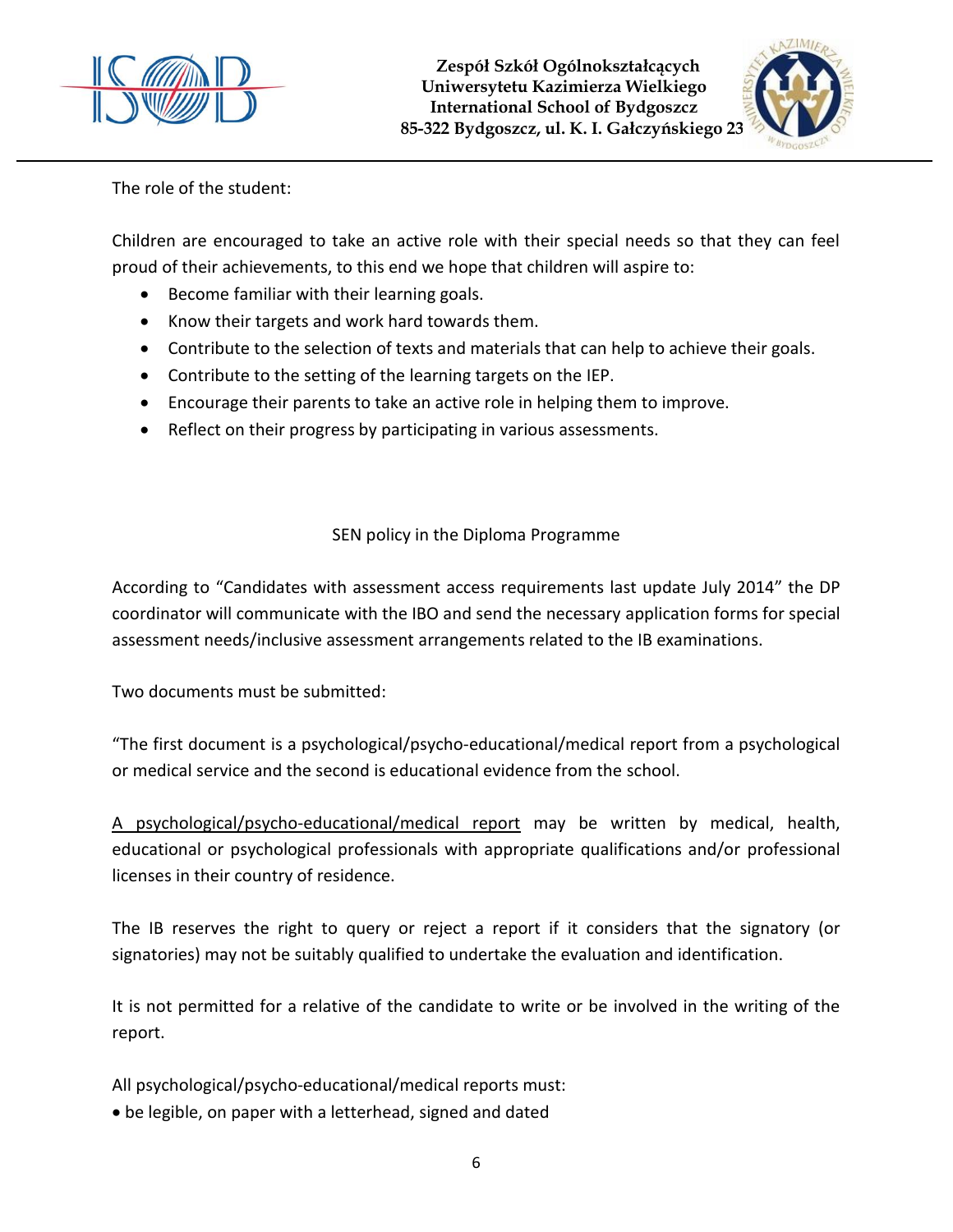The role of the student:

Children are encouraged to take an active role with their special needs so that they can feel proud of their achievements, to this end we hope that children will aspire to:

- Become familiar with their learning goals.
- Know their targets and work hard towards them.
- Contribute to the selection of texts and materials that can help to achieve their goals.
- Contribute to the setting of the learning targets on the IEP.
- Encourage their parents to take an active role in helping them to improve.
- Reflect on their progress by participating in various assessments.

## SEN policy in the Diploma Programme

According to "Candidates with assessment access requirements last update July 2014" the DP coordinator will communicate with the IBO and send the necessary application forms for special assessment needs/inclusive assessment arrangements related to the IB examinations.

Two documents must be submitted:

"The first document is a psychological/psycho-educational/medical report from a psychological or medical service and the second is educational evidence from the school.

A psychological/psycho-educational/medical report may be written by medical, health, educational or psychological professionals with appropriate qualifications and/or professional licenses in their country of residence.

The IB reserves the right to query or reject a report if it considers that the signatory (or signatories) may not be suitably qualified to undertake the evaluation and identification.

It is not permitted for a relative of the candidate to write or be involved in the writing of the report.

All psychological/psycho-educational/medical reports must:

- be legible, on paper with a letterhead, signed and dated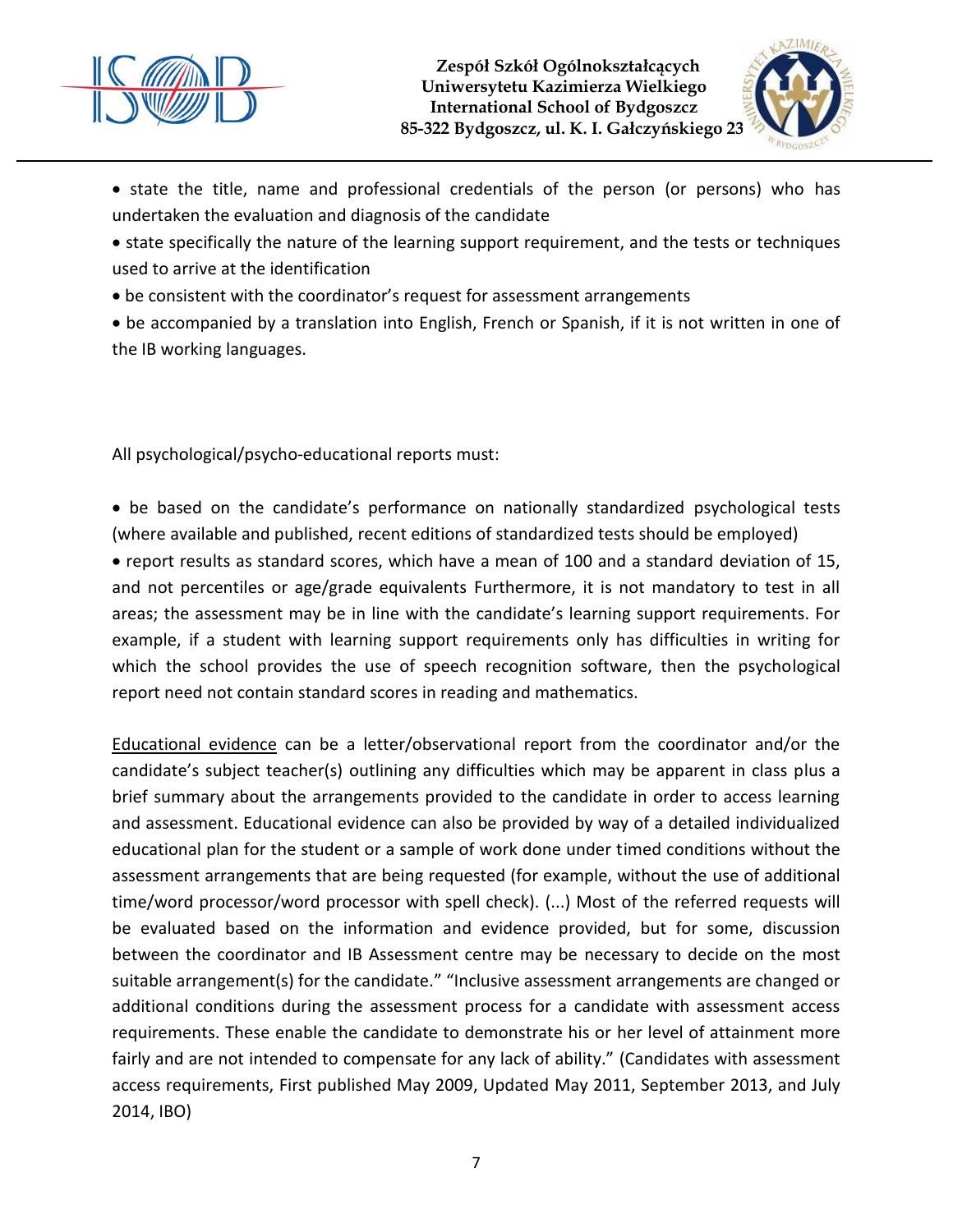- state the title, name and professional credentials of the person (or persons) who has undertaken the evaluation and diagnosis of the candidate
- state specifically the nature of the learning support requirement, and the tests or techniques used to arrive at the identification
- be consistent with the coordinator's request for assessment arrangements
- be accompanied by a translation into English, French or Spanish, if it is not written in one of the IB working languages.

All psychological/psycho-educational reports must:

- be based on the candidate's performance on nationally standardized psychological tests (where available and published, recent editions of standardized tests should be employed)
- report results as standard scores, which have a mean of 100 and a standard deviation of 15, and not percentiles or age/grade equivalents Furthermore, it is not mandatory to test in all areas; the assessment may be in line with the candidate's learning support requirements. For example, if a student with learning support requirements only has difficulties in writing for which the school provides the use of speech recognition software, then the psychological report need not contain standard scores in reading and mathematics.

<u>Educational evidence</u> can be a letter/observational report from the coordinator and/or the candidate's subject teacher(s) outlining any difficulties which may be apparent in class plus a brief summary about the arrangements provided to the candidate in order to access learning and assessment. Educational evidence can also be provided by way of a detailed individualized educational plan for the student or a sample of work done under timed conditions without the assessment arrangements that are being requested (for example, without the use of additional time/word processor/word processor with spell check). (...) Most of the referred requests will be evaluated based on the information and evidence provided, but for some, discussion between the coordinator and IB Assessment centre may be necessary to decide on the most suitable arrangement(s) for the candidate." "Inclusive assessment arrangements are changed or additional conditions during the assessment process for a candidate with assessment access requirements. These enable the candidate to demonstrate his or her level of attainment more fairly and are not intended to compensate for any lack of ability." (Candidates with assessment access requirements, First published May 2009, Updated May 2011, September 2013, and July 2014, IBO)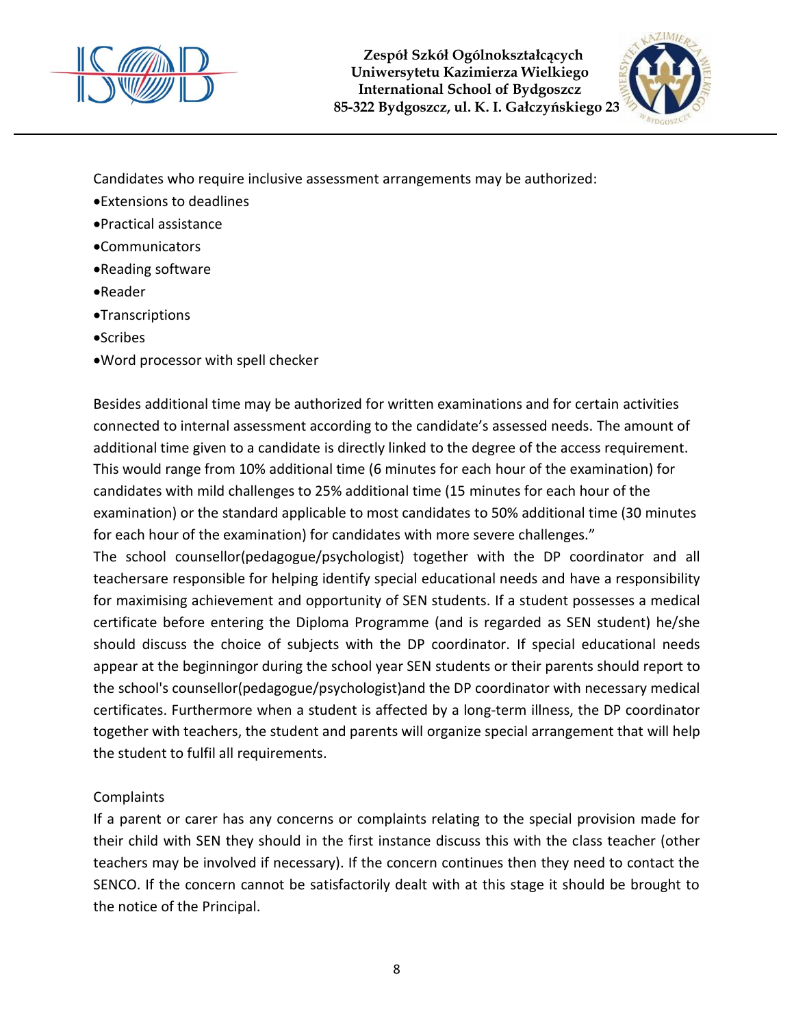Candidates who require inclusive assessment arrangements may be authorized:

- Extensions to deadlines
- Practical assistance
- Communicators
- Reading software
- Reader
- Transcriptions
- Scribes
- Word processor with spell checker

Besides additional time may be authorized for written examinations and for certain activities connected to internal assessment according to the candidate's assessed needs. The amount of additional time given to a candidate is directly linked to the degree of the access requirement. This would range from 10% additional time (6 minutes for each hour of the examination) for candidates with mild challenges to 25% additional time (15 minutes for each hour of the examination) or the standard applicable to most candidates to 50% additional time (30 minutes for each hour of the examination) for candidates with more severe challenges."

The school counsellor(pedagogue/psychologist) together with the DP coordinator and all teachersare responsible for helping identify special educational needs and have a responsibility for maximising achievement and opportunity of SEN students. If a student possesses a medical certificate before entering the Diploma Programme (and is regarded as SEN student) he/she should discuss the choice of subjects with the DP coordinator. If special educational needs appear at the beginningor during the school year SEN students or their parents should report to the school's counsellor(pedagogue/psychologist)and the DP coordinator with necessary medical certificates. Furthermore when a student is affected by a long-term illness, the DP coordinator together with teachers, the student and parents will organize special arrangement that will help the student to fulfil all requirements.

Complaints

If a parent or carer has any concerns or complaints relating to the special provision made for their child with SEN they should in the first instance discuss this with the class teacher (other teachers may be involved if necessary). If the concern continues then they need to contact the SENCO. If the concern cannot be satisfactorily dealt with at this stage it should be brought to the notice of the Principal.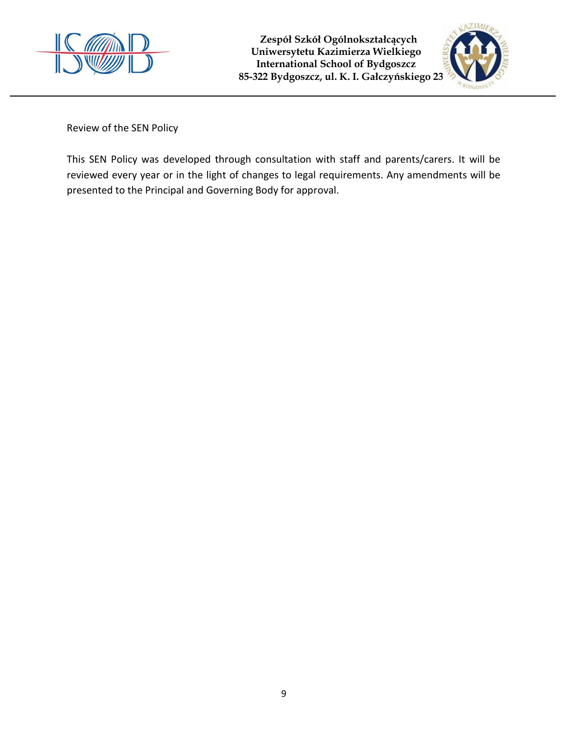## Review of the SEN Policy

This SEN Policy was developed through consultation with staff and parents/carers. It will be reviewed every year or in the light of changes to legal requirements. Any amendments will be presented to the Principal and Governing Body for approval.